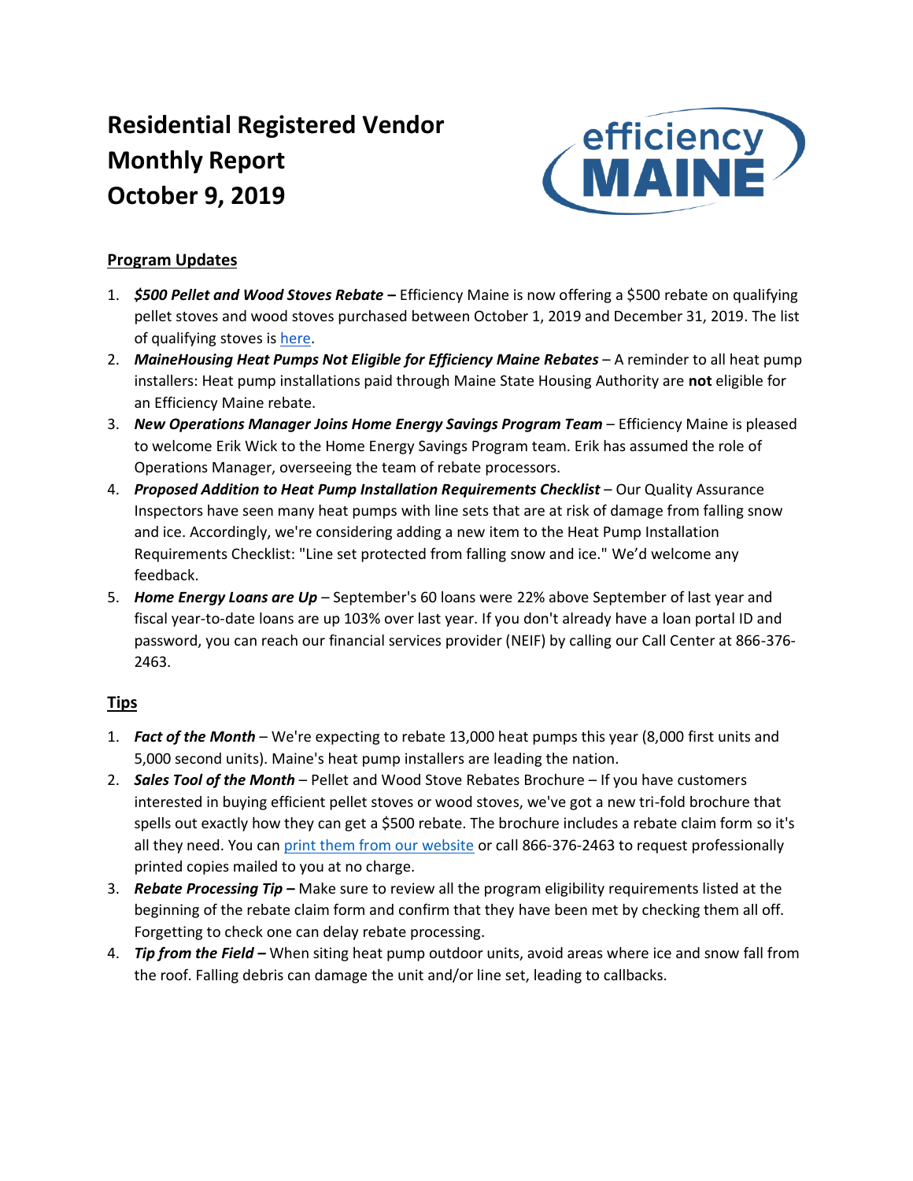# Residential Registered Vendor Monthly Report October 9, 2019

## Program Updates

1. ***$500 Pellet and Wood Stoves Rebate –*** Efficiency Maine is now offering a $500 rebate on qualifying pellet stoves and wood stoves purchased between October 1, 2019 and December 31, 2019. The list of qualifying stoves is here.
2. ***MaineHousing Heat Pumps Not Eligible for Efficiency Maine Rebates*** – A reminder to all heat pump installers: Heat pump installations paid through Maine State Housing Authority are **not** eligible for an Efficiency Maine rebate.
3. ***New Operations Manager Joins Home Energy Savings Program Team*** – Efficiency Maine is pleased to welcome Erik Wick to the Home Energy Savings Program team. Erik has assumed the role of Operations Manager, overseeing the team of rebate processors.
4. ***Proposed Addition to Heat Pump Installation Requirements Checklist*** – Our Quality Assurance Inspectors have seen many heat pumps with line sets that are at risk of damage from falling snow and ice. Accordingly, we're considering adding a new item to the Heat Pump Installation Requirements Checklist: "Line set protected from falling snow and ice." We'd welcome any feedback.
5. ***Home Energy Loans are Up*** – September's 60 loans were 22% above September of last year and fiscal year-to-date loans are up 103% over last year. If you don't already have a loan portal ID and password, you can reach our financial services provider (NEIF) by calling our Call Center at 866-376-2463.

## Tips

1. ***Fact of the Month*** – We're expecting to rebate 13,000 heat pumps this year (8,000 first units and 5,000 second units). Maine's heat pump installers are leading the nation.
2. ***Sales Tool of the Month*** – Pellet and Wood Stove Rebates Brochure – If you have customers interested in buying efficient pellet stoves or wood stoves, we've got a new tri-fold brochure that spells out exactly how they can get a $500 rebate. The brochure includes a rebate claim form so it's all they need. You can print them from our website or call 866-376-2463 to request professionally printed copies mailed to you at no charge.
3. ***Rebate Processing Tip –*** Make sure to review all the program eligibility requirements listed at the beginning of the rebate claim form and confirm that they have been met by checking them all off. Forgetting to check one can delay rebate processing.
4. ***Tip from the Field –*** When siting heat pump outdoor units, avoid areas where ice and snow fall from the roof. Falling debris can damage the unit and/or line set, leading to callbacks.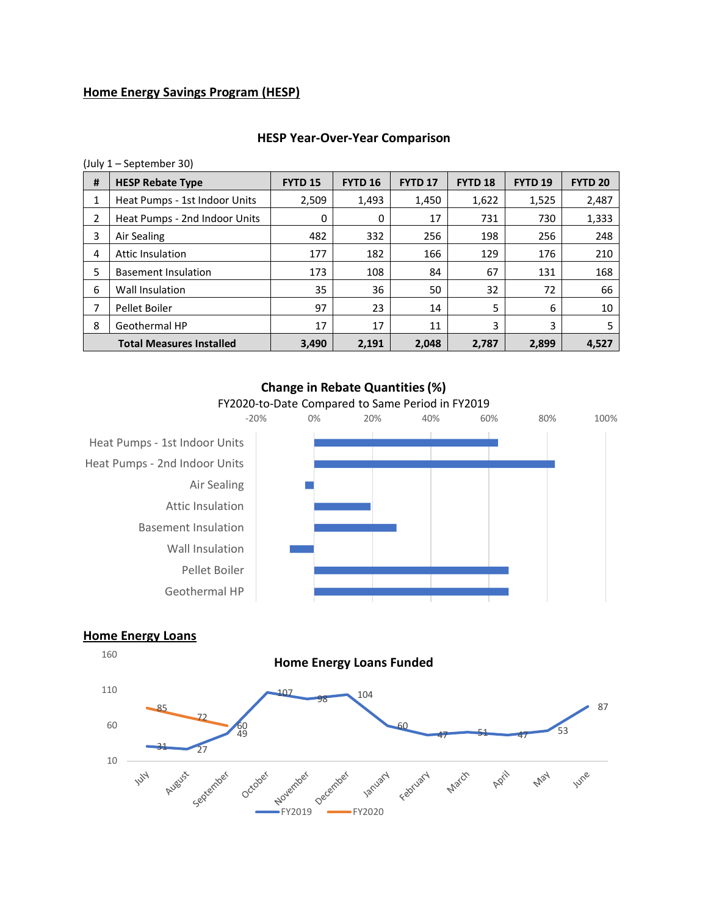## Home Energy Savings Program (HESP)

### HESP Year-Over-Year Comparison

(July 1 – September 30)

| # | HESP Rebate Type | FYTD 15 | FYTD 16 | FYTD 17 | FYTD 18 | FYTD 19 | FYTD 20 |
|---|---|---|---|---|---|---|---|
| 1 | Heat Pumps - 1st Indoor Units | 2,509 | 1,493 | 1,450 | 1,622 | 1,525 | 2,487 |
| 2 | Heat Pumps - 2nd Indoor Units | 0 | 0 | 17 | 731 | 730 | 1,333 |
| 3 | Air Sealing | 482 | 332 | 256 | 198 | 256 | 248 |
| 4 | Attic Insulation | 177 | 182 | 166 | 129 | 176 | 210 |
| 5 | Basement Insulation | 173 | 108 | 84 | 67 | 131 | 168 |
| 6 | Wall Insulation | 35 | 36 | 50 | 32 | 72 | 66 |
| 7 | Pellet Boiler | 97 | 23 | 14 | 5 | 6 | 10 |
| 8 | Geothermal HP | 17 | 17 | 11 | 3 | 3 | 5 |
| | **Total Measures Installed** | **3,490** | **2,191** | **2,048** | **2,787** | **2,899** | **4,527** |

**Change in Rebate Quantities (%)**

FY2020-to-Date Compared to Same Period in FY2019

| Rebate Type | Change (approx.) |
|---|---|
| Heat Pumps - 1st Indoor Units | ~63% |
| Heat Pumps - 2nd Indoor Units | ~83% |
| Air Sealing | ~-3% |
| Attic Insulation | ~19% |
| Basement Insulation | ~28% |
| Wall Insulation | ~-8% |
| Pellet Boiler | ~67% |
| Geothermal HP | ~67% |

## Home Energy Loans

**Home Energy Loans Funded**

| Month | FY2019 | FY2020 |
|---|---|---|
| July | 31 | 85 |
| August | 27 | 72 |
| September | 49 | 60 |
| October | 107 | |
| November | 98 | |
| December | 104 | |
| January | 60 | |
| February | 47 | |
| March | 51 | |
| April | 47 | |
| May | 53 | |
| June | 87 | |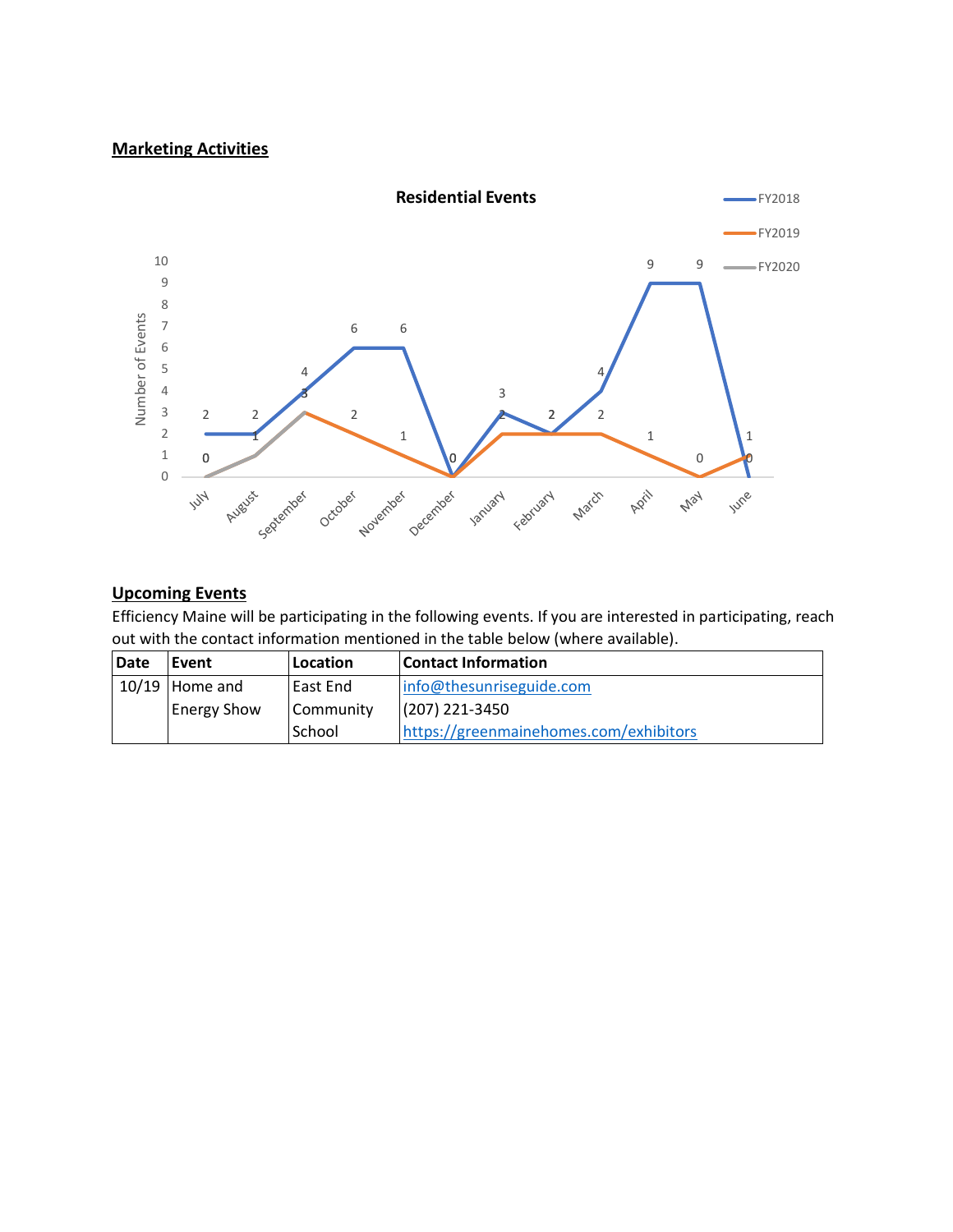## Marketing Activities

Residential Events

FY2018
FY2019
FY2020

Number of Events

10
9
8
7
6
5
4
3
2
1
0

July August September October November December January February March April May June

2 2 4 6 6 0 3 2 4 9 9 1
0 1 3 2 1 0 2 2 2 1 0 0

## Upcoming Events

Efficiency Maine will be participating in the following events. If you are interested in participating, reach out with the contact information mentioned in the table below (where available).

| Date | Event | Location | Contact Information |
|---|---|---|---|
| 10/19 | Home and Energy Show | East End Community School | info@thesunriseguide.com<br>(207) 221-3450<br>https://greenmainehomes.com/exhibitors |